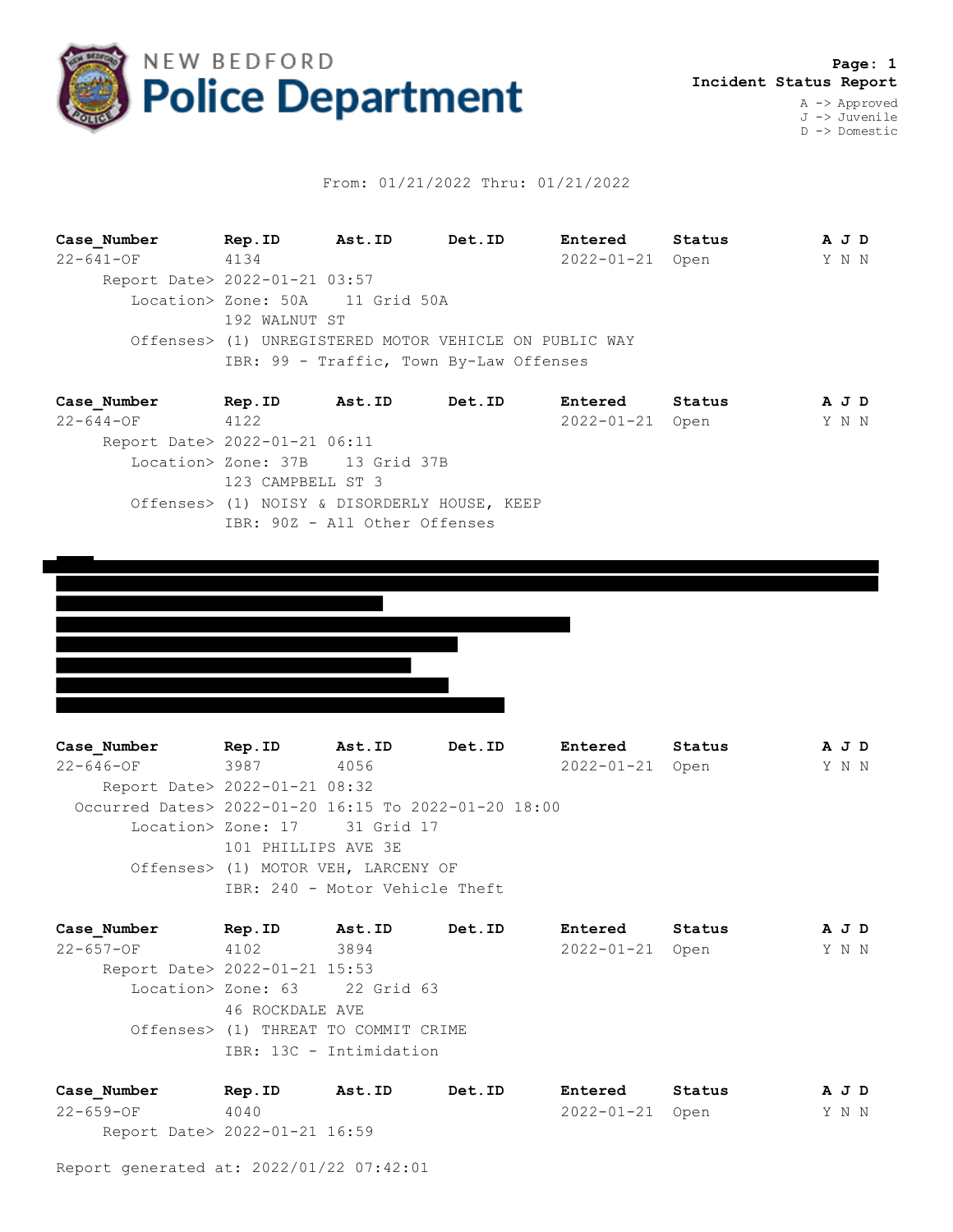# NEW BEDFORD Police Department

**Page: 1**
**Incident Status Report**

A -> Approved
J -> Juvenile
D -> Domestic

From: 01/21/2022 Thru: 01/21/2022

| **Case_Number** | **Rep.ID** | **Ast.ID** | **Det.ID** | **Entered** | **Status** | **A J D** |
|---|---|---|---|---|---|---|
| 22-641-OF | 4134 | | | 2022-01-21 | Open | Y N N |

Report Date> 2022-01-21 03:57
Location> Zone: 50A 11 Grid 50A
192 WALNUT ST
Offenses> (1) UNREGISTERED MOTOR VEHICLE ON PUBLIC WAY
IBR: 99 - Traffic, Town By-Law Offenses

| **Case_Number** | **Rep.ID** | **Ast.ID** | **Det.ID** | **Entered** | **Status** | **A J D** |
|---|---|---|---|---|---|---|
| 22-644-OF | 4122 | | | 2022-01-21 | Open | Y N N |

Report Date> 2022-01-21 06:11
Location> Zone: 37B 13 Grid 37B
123 CAMPBELL ST 3
Offenses> (1) NOISY & DISORDERLY HOUSE, KEEP
IBR: 90Z - All Other Offenses

| **Case_Number** | **Rep.ID** | **Ast.ID** | **Det.ID** | **Entered** | **Status** | **A J D** |
|---|---|---|---|---|---|---|
| 22-646-OF | 3987 | 4056 | | 2022-01-21 | Open | Y N N |

Report Date> 2022-01-21 08:32
Occurred Dates> 2022-01-20 16:15 To 2022-01-20 18:00
Location> Zone: 17 31 Grid 17
101 PHILLIPS AVE 3E
Offenses> (1) MOTOR VEH, LARCENY OF
IBR: 240 - Motor Vehicle Theft

| **Case_Number** | **Rep.ID** | **Ast.ID** | **Det.ID** | **Entered** | **Status** | **A J D** |
|---|---|---|---|---|---|---|
| 22-657-OF | 4102 | 3894 | | 2022-01-21 | Open | Y N N |

Report Date> 2022-01-21 15:53
Location> Zone: 63 22 Grid 63
46 ROCKDALE AVE
Offenses> (1) THREAT TO COMMIT CRIME
IBR: 13C - Intimidation

| **Case_Number** | **Rep.ID** | **Ast.ID** | **Det.ID** | **Entered** | **Status** | **A J D** |
|---|---|---|---|---|---|---|
| 22-659-OF | 4040 | | | 2022-01-21 | Open | Y N N |

Report Date> 2022-01-21 16:59

Report generated at: 2022/01/22 07:42:01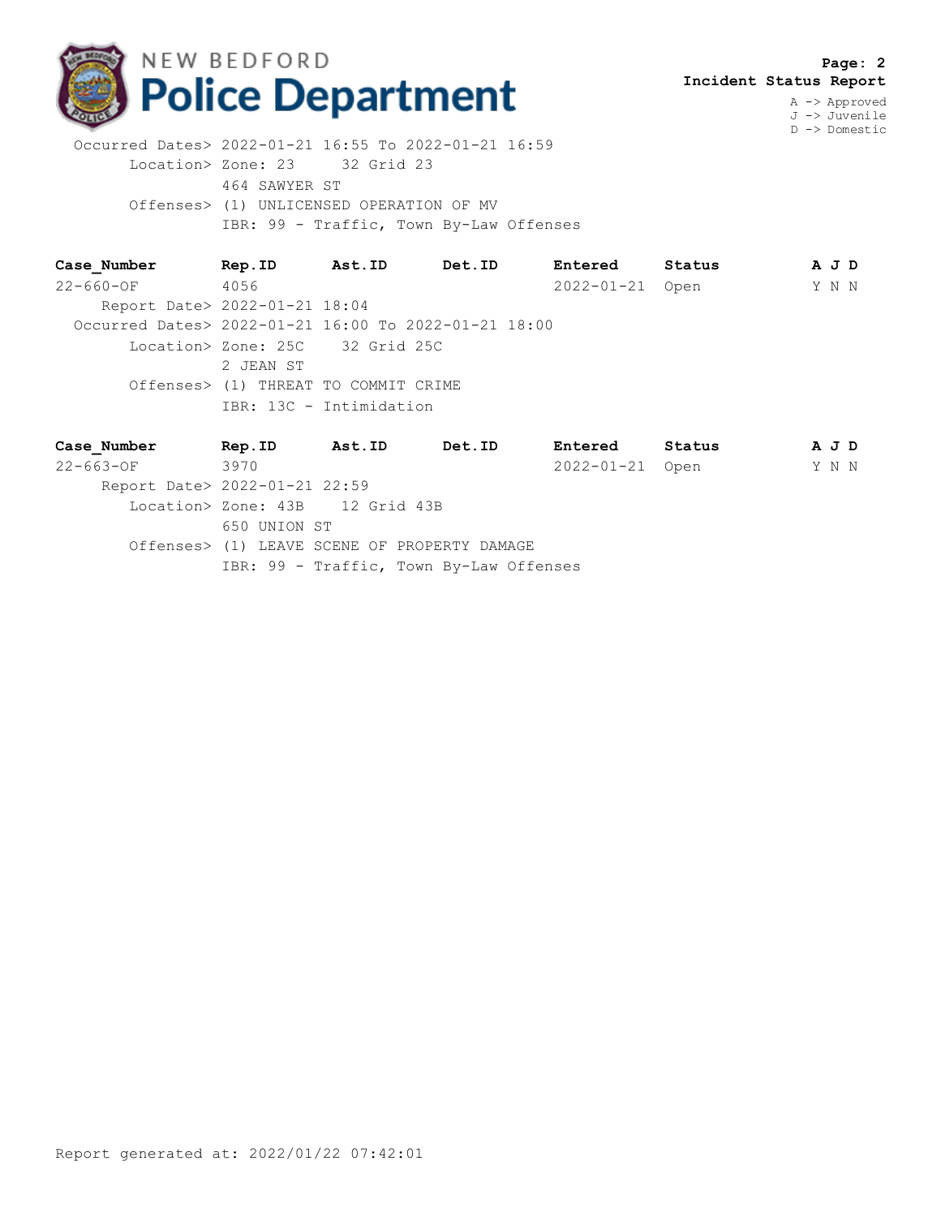**Incident Status Report**

A -> Approved
J -> Juvenile
D -> Domestic

Occurred Dates> 2022-01-21 16:55 To 2022-01-21 16:59
Location> Zone: 23 32 Grid 23
464 SAWYER ST
Offenses> (1) UNLICENSED OPERATION OF MV
IBR: 99 - Traffic, Town By-Law Offenses

| Case_Number | Rep.ID | Ast.ID | Det.ID | Entered | Status | A | J | D |
|---|---|---|---|---|---|---|---|---|
| 22-660-OF | 4056 | | | 2022-01-21 | Open | Y | N | N |

Report Date> 2022-01-21 18:04
Occurred Dates> 2022-01-21 16:00 To 2022-01-21 18:00
Location> Zone: 25C 32 Grid 25C
2 JEAN ST
Offenses> (1) THREAT TO COMMIT CRIME
IBR: 13C - Intimidation

| Case_Number | Rep.ID | Ast.ID | Det.ID | Entered | Status | A | J | D |
|---|---|---|---|---|---|---|---|---|
| 22-663-OF | 3970 | | | 2022-01-21 | Open | Y | N | N |

Report Date> 2022-01-21 22:59
Location> Zone: 43B 12 Grid 43B
650 UNION ST
Offenses> (1) LEAVE SCENE OF PROPERTY DAMAGE
IBR: 99 - Traffic, Town By-Law Offenses

Report generated at: 2022/01/22 07:42:01